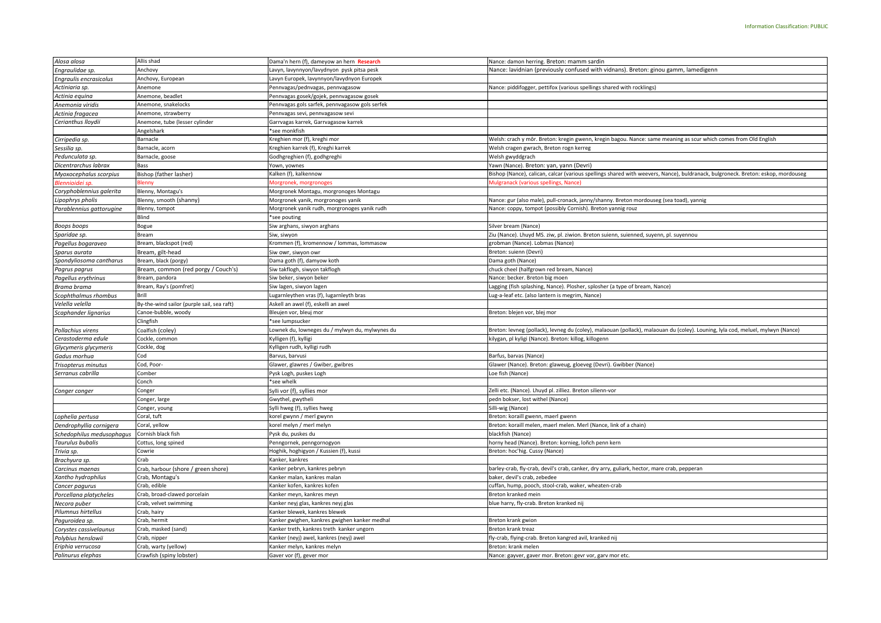| | | | |
|---|---|---|---|
| *Alosa alosa* | Allis shad | Dama'n hern (f), dameyow an hern **Research** | Nance: damon herring. Breton: mamm sardin |
| *Engraulidae sp.* | Anchovy | Lavyn, lavynnyon/lavydnyon pysk pitsa pesk | Nance: lavidnian (previously confused with vidnans). Breton: ginou gamm, lamedigenn |
| *Engraulis encrasicolus* | Anchovy, European | Lavyn Europek, lavynnyon/lavydnyon Europek | |
| *Actiniaria sp.* | Anemone | Pennvagas/pednvagas, pennvagasow | Nance: piddifogger, pettifox (various spellings shared with rocklings) |
| *Actinia equina* | Anemone, beadlet | Pennvagas gosek/gojek, pennvagasow gosek | |
| *Anemonia viridis* | Anemone, snakelocks | Pennvagas gols sarfek, pennvagasow gols serfek | |
| *Actinia fragacea* | Anemone, strawberry | Pennvagas sevi, pennvagasow sevi | |
| *Cerianthus lloydii* | Anemone, tube (lesser cylinder | Garrvagas karrek, Garrvagasow karrek | |
| | Angelshark | *see monkfish | |
| *Cirripedia sp.* | Barnacle | Kreghien mor (f), kreghi mor | Welsh: crach y môr. Breton: kregin gwenn, kregin bagou. Nance: same meaning as scur which comes from Old English |
| *Sessilia sp.* | Barnacle, acorn | Kreghien karrek (f), Kreghi karrek | Welsh cragen gwrach, Breton rogn kerreg |
| *Pedunculata sp.* | Barnacle, goose | Godhgreghien (f), godhgreghi | Welsh gwyddgrach |
| *Dicentrarchus labrax* | Bass | Yown, yownes | Yawn (Nance). Breton: yan, yann (Devri) |
| *Myoxocephalus scorpius* | Bishop (father lasher) | Kalken (f), kalkennow | Bishop (Nance), calican, calcar (various spellings shared with weevers, Nance), buldranack, bulgroneck. Breton: eskop, mordouseg |
| *Blennioidei sp.* | Blenny | Morgronek, morgronoges | Mulgranack (various spellings, Nance) |
| *Coryphoblennius galerita* | Blenny, Montagu's | Morgronek Montagu, morgronoges Montagu | |
| *Lipophrys pholis* | Blenny, smooth (shanny) | Morgronek yanik, morgronoges yanik | Nance: gur (also male), pull-cronack, janny/shanny. Breton mordouseg (sea toad), yannig |
| *Parablennius gattorugine* | Blenny, tompot | Morgronek yanik rudh, morgronoges yanik rudh | Nance: coppy, tompot (possibly Cornish). Breton yannig rouz |
| | Blind | *see pouting | |
| *Boops boops* | Bogue | Siw arghans, siwyon arghans | Silver bream (Nance) |
| *Sparidae sp.* | Bream | Siw, siwyon | Ziu (Nance). Lhuyd MS. ziw, pl. ziwion. Breton suienn, suienned, suyenn, pl. suyennou |
| *Pagellus bogaraveo* | Bream, blackspot (red) | Krommen (f), kromennow / lommas, lommasow | grobman (Nance). Lobmas (Nance) |
| *Sparus aurata* | Bream, gilt-head | Siw owr, siwyon owr | Breton: suienn (Devri) |
| *Spondyliosoma cantharus* | Bream, black (porgy) | Dama goth (f), damyow koth | Dama goth (Nance) |
| *Pagrus pagrus* | Bream, common (red porgy / Couch's) | Siw takflogh, siwyon takflogh | chuck cheel (halfgrown red bream, Nance) |
| *Pagellus erythrinus* | Bream, pandora | Siw beker, siwyon beker | Nance: becker. Breton big moen |
| *Brama brama* | Bream, Ray's (pomfret) | Siw lagen, siwyon lagen | Lagging (fish splashing, Nance). Plosher, splosher (a type of bream, Nance) |
| *Scophthalmus rhombus* | Brill | Lugarnleythen vras (f), lugarnleyth bras | Lug-a-leaf etc. (also lantern is megrim, Nance) |
| *Velella velella* | By-the-wind sailor (purple sail, sea raft) | Askell an awel (f), eskelli an awel | |
| *Scaphander lignarius* | Canoe-bubble, woody | Bleujen vor, bleuj mor | Breton: blejen vor, blej mor |
| | Clingfish | *see lumpsucker | |
| *Pollachius virens* | Coalfish (coley) | Lownek du, lowneges du / mylwyn du, mylwynes du | Breton: levneg (pollack), levneg du (coley), malaouan (pollack), malaouan du (coley). Louning, lyla cod, meluel, mylwyn (Nance) |
| *Cerastoderma edule* | Cockle, common | Kylligen (f), kylligi | kilygan, pl kyligi (Nance). Breton: killog, killogenn |
| *Glycymeris glycymeris* | Cockle, dog | Kylligen rudh, kylligi rudh | |
| *Gadus morhua* | Cod | Barvus, barvusi | Barfus, barvas (Nance) |
| *Trisopterus minutus* | Cod, Poor- | Glawer, glawres / Gwiber, gwibres | Glawer (Nance). Breton: glaweug, gloeveg (Devri). Gwibber (Nance) |
| *Serranus cabrilla* | Comber | Pysk Logh, puskes Logh | Loe fish (Nance) |
| | Conch | *see whelk | |
| *Conger conger* | Conger | Sylli vor (f), syllies mor | Zelli etc. (Nance). Lhuyd pl. zilliez. Breton silienn-vor |
| | Conger, large | Gwythel, gwytheli | pedn bokser, lost withel (Nance) |
| | Conger, young | Sylli hweg (f), syllies hweg | Silli-wig (Nance) |
| *Lophelia pertusa* | Coral, tuft | korel gwynn / merl gwynn | Breton: koraill gwenn, maerl gwenn |
| *Dendrophyllia cornigera* | Coral, yellow | korel melyn / merl melyn | Breton: koraill melen, maerl melen. Merl (Nance, link of a chain) |
| *Schedophilus medusophagus* | Cornish black fish | Pysk du, puskes du | blackfish (Nance) |
| *Taurulus bubalis* | Cottus, long spined | Penngornek, penngornogyon | horny head (Nance). Breton: korniég, loñch penn kern |
| *Trivia sp.* | Cowrie | Hoghik, hoghigyon / Kussien (f), kussi | Breton: hoc'hig. Cussy (Nance) |
| *Brachyura sp.* | Crab | Kanker, kankres | |
| *Carcinus maenas* | Crab, harbour (shore / green shore) | Kanker pebryn, kankres pebryn | barley-crab, fly-crab, devil's crab, canker, dry arry, guliark, hector, mare crab, pepperan |
| *Xantho hydrophilus* | Crab, Montagu's | Kanker malan, kankres malan | baker, devil's crab, zebedee |
| *Cancer pagurus* | Crab, edible | Kanker kofen, kankres kofen | cuffan, hump, pooch, stool-crab, waker, wheaten-crab |
| *Porcellana platycheles* | Crab, broad-clawed porcelain | Kanker meyn, kankres meyn | Breton kranked mein |
| *Necora puber* | Crab, velvet swimming | Kanker neyj glas, kankres neyj glas | blue harry, fly-crab. Breton kranked nij |
| *Pilumnus hirtellus* | Crab, hairy | Kanker blewek, kankres blewek | |
| *Paguroidea sp.* | Crab, hermit | Kanker gwighen, kankres gwighen kanker medhal | Breton krank gwion |
| *Corystes cassivelaunus* | Crab, masked (sand) | Kanker treth, kankres treth kanker ungorn | Breton krank treaz |
| *Polybius henslowii* | Crab, nipper | Kanker (neyj) awel, kankres (neyj) awel | fly-crab, flying-crab. Breton kangred avil, kranked nij |
| *Eriphia verrucosa* | Crab, warty (yellow) | Kanker melyn, kankres melyn | Breton: krank melen |
| *Palinurus elephas* | Crawfish (spiny lobster) | Gaver vor (f), gever mor | Nance: gayver, gaver mor. Breton: gevr vor, garv mor etc. |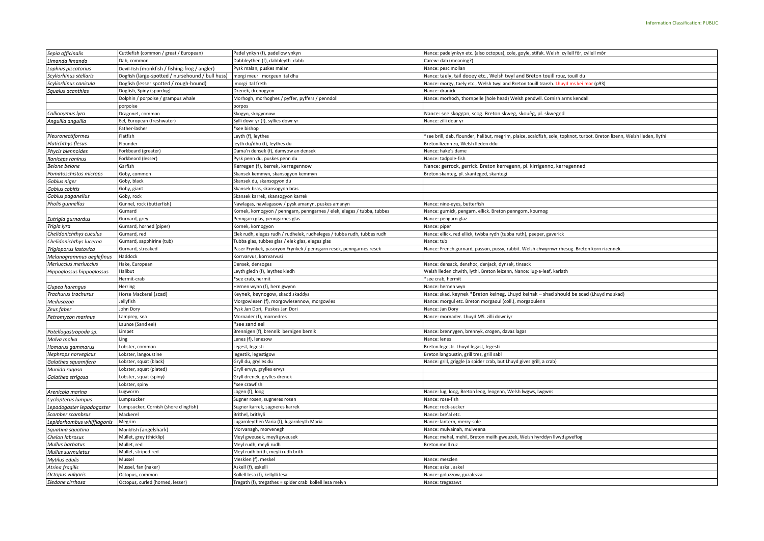| | | | |
|---|---|---|---|
| *Sepia officinalis* | Cuttlefish (common / great / European) | Padel ynkyn (f), padellow ynkyn | Nance: padelynkyn etc. (also octopus), cole, goyle, stifak. Welsh: cyllell fôr, cyllell môr |
| *Limanda limanda* | Dab, common | Dabbleythen (f), dabbleyth dabb | Carew: dab (meaning?) |
| *Lophius piscatorius* | Devil-fish (monkfish / fishing-frog / angler) | Pysk malan, puskes malan | Nance: pesc mollan |
| *Scyliorhinus stellaris* | Dogfish (large-spotted / nursehound / bull huss) | morgi meur morgeun tal dhu | Nance: taely, tail dooey etc., Welsh twyl and Breton touill rouz, touill du |
| *Scyliorhinus canicula* | Dogfish (lesser spotted / rough-hound) | morgi tal freth | Nance: morgy, taely etc., Welsh twyl and Breton touill traezh. Lhuyd ms kei mor (p93) |
| *Squalus acanthias* | Dogfish, Spiny (spurdog) | Drenek, drenogyon | Nance: dranick |
| | Dolphin / porpoise / grampus whale | Morhogh, morhoghes / pyffer, pyffers / penndoll | Nance: morhoch, thornpelle (hole head) Welsh pendwll. Cornish arms kendall |
| | porpoise | porpos | |
| *Callionymus lyra* | Dragonet, common | Skogyn, skogynnow | Nance: see skoggan, scog. Breton skweg, skouëg, pl. skweged |
| *Anguilla anguilla* | Eel, European (freshwater) | Sylli dowr yr (f), syllies dowr yr | Nance: zilli dour yr |
| | Father-lasher | *see bishop | |
| *Pleuronectiformes* | Flatfish | Leyth (f), leythes | *see brill, dab, flounder, halibut, megrim, plaice, scaldfish, sole, topknot, turbot. Breton lizenn, Welsh lleden, llythi |
| *Platichthys flesus* | Flounder | leyth du/dhu (f), leythes du | Breton lizenn zu, Welsh lleden ddu |
| *Phycis blennoides* | Forkbeard (greater) | Dama'n densek (f), damyow an densek | Nance: hake's dame |
| *Raniceps raninus* | Forkbeard (lesser) | Pysk penn du, puskes penn du | Nance: tadpole-fish |
| *Belone belone* | Garfish | Kerregen (f), kerrek, kerregennow | Nance: gerrock, gerrick. Breton kerregenn, pl. kirrigenno, kerregenned |
| *Pomatoschistus microps* | Goby, common | Skansek kemmyn, skansogyon kemmyn | Breton skanteg, pl. skanteged, skantegi |
| *Gobius niger* | Goby, black | Skansek du, skansogyon du | |
| *Gobius cobitis* | Goby, giant | Skansek bras, skansogyon bras | |
| *Gobius paganellus* | Goby, rock | Skansek karrek, skansogyon karrek | |
| *Pholis gunnellus* | Gunnel, rock (butterfish) | Nawlagas, nawlagasow / pysk amanyn, puskes amanyn | Nance: nine-eyes, butterfish |
| | Gurnard | Kornek, kornogyon / penngarn, penngarnes / elek, eleges / tubba, tubbes | Nance: gurnick, pengarn, ellick. Breton penngorn, kournog |
| *Eutrigla gurnardus* | Gurnard, grey | Penngarn glas, penngarnes glas | Nance: pengarn glaz |
| *Trigla lyra* | Gurnard, horned (piper) | Kornek, kornogyon | Nance: piper |
| *Chelidonichthys cuculus* | Gurnard, red | Elek rudh, eleges rudh / rudhelek, rudheleges / tubba rudh, tubbes rudh | Nance: ellick, red ellick, twbba rydh (tubba ruth), peeper, gaverick |
| *Chelidonichthys lucerna* | Gurnard, sapphirine (tub) | Tubba glas, tubbes glas / elek glas, eleges glas | Nance: tub |
| *Trigloporus lastoviza* | Gurnard, streaked | Paser Frynkek, pasoryon Frynkek / penngarn resek, penngarnes resek | Nance: French gurnard, passon, pussy, rabbit. Welsh chwyrnwr rhesog. Breton korn rizennek. |
| *Melanogrammus aeglefinus* | Haddock | Korrvarvus, korrvarvusi | |
| *Merluccius merluccius* | Hake, European | Densek, densoges | Nance: densack, denshoc, denjack, dynsak, tinsack |
| *Hippoglossus hippoglossus* | Halibut | Leyth gledh (f), leythes kledh | Welsh lleden chwith, lythi, Breton leizenn, Nance: lug-a-leaf, karlath |
| | Hermit-crab | *see crab, hermit | *see crab, hermit |
| *Clupea harengus* | Herring | Hernen wynn (f), hern gwynn | Nance: hernen wyn |
| *Trachurus trachurus* | Horse Mackerel (scad) | Keynek, keynogow, skadd skaddys | Nance: skad, keynek *Breton keineg, Lhuyd keinak – shad should be scad (Lhuyd ms skad) |
| *Medusozoa* | Jellyfish | Morgowlesen (f), morgowlesennow, morgowles | Nance: morgul etc. Breton morgaoul (coll.), morgaoulenn |
| *Zeus faber* | John Dory | Pysk Jan Dori, Puskes Jan Dori | Nance: Jan Dory |
| *Petromyzon marinus* | Lamprey, sea | Mornader (f), mornedres | Nance: mornader. Lhuyd MS. zilli dowr iyr |
| | Launce (Sand eel) | *see sand eel | |
| *Patellogastropoda sp.* | Limpet | Brennigen (f), brennik bernigen bernik | Nance: brennygen, brennyk, crogen, davas lagas |
| *Molva molva* | Ling | Lenes (f), lenesow | Nance: lenes |
| *Homarus gammarus* | Lobster, common | Legest, legesti | Breton legestr. Lhuyd legast, legesti |
| *Nephrops norvegicus* | Lobster, langoustine | legestik, legestigow | Breton langoustin, grill trez, grill sabl |
| *Galathea squamifera* | Lobster, squat (black) | Gryll du, grylles du | Nance: grill, griggle (a spider crab, but Lhuyd gives grill, a crab) |
| *Munida rugosa* | Lobster, squat (plated) | Gryll ervys, grylles ervys | |
| *Galathea strigosa* | Lobster, squat (spiny) | Gryll drenek, grylles drenek | |
| | Lobster, spiny | *see crawfish | |
| *Arenicola marina* | Lugworm | Logen (f), loog | Nance: lug, loog, Breton leog, leogenn, Welsh lwgws, lwgwns |
| *Cyclopterus lumpus* | Lumpsucker | Sugner rosen, sugneres rosen | Nance: rose-fish |
| *Lepadogaster lepadogaster* | Lumpsucker, Cornish (shore clingfish) | Sugner karrek, sugneres karrek | Nance: rock-sucker |
| *Scomber scombrus* | Mackerel | Brithel, brithyli | Nance: bre'al etc. |
| *Lepidorhombus whiffiagonis* | Megrim | Lugarnleythen Varia (f), lugarnleyth Maria | Nance: lantern, merry-sole |
| *Squatina squatina* | Monkfish (angelshark) | Morvanagh, morvenegh | Nance: mulvainah, mulveena |
| *Chelon labrosus* | Mullet, grey (thicklip) | Meyl gweusek, meyli gweusek | Nance: mehal, mehil, Breton meilh gweuzek, Welsh hyrddyn llwyd gweflog |
| *Mullus barbatus* | Mullet, red | Meyl rudh, meyli rudh | Breton meill ruz |
| *Mullus surmuletus* | Mullet, striped red | Meyl rudh brith, meyli rudh brith | |
| *Mytilus edulis* | Mussel | Mesklen (f), meskel | Nance: mesclen |
| *Atrina fragilis* | Mussel, fan (naker) | Askell (f), eskelli | Nance: askal, askel |
| *Octopus vulgaris* | Octopus, common | Kollell lesa (f), kellylli lesa | Nance: goluzzow, guzalezza |
| *Eledone cirrhosa* | Octopus, curled (horned, lesser) | Tregath (f), tregathes = spider crab kollell lesa melyn | Nance: tregezawt |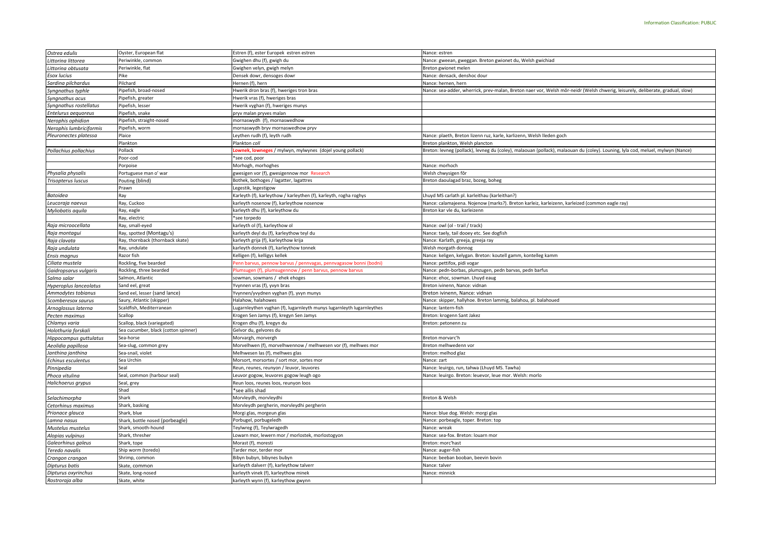| | | | |
|---|---|---|---|
| *Ostrea edulis* | Oyster, European flat | Estren (f), ester Europek estren estren | Nance: estren |
| *Littorina littorea* | Periwinkle, common | Gwighen dhu (f), gwigh du | Nance: gweean, gweggan. Breton gwionet du, Welsh gwichiad |
| *Littorina obtusata* | Periwinkle, flat | Gwighen velyn, gwigh melyn | Breton gwionet melen |
| *Esox lucius* | Pike | Densek dowr, densoges dowr | Nance: densack, denshoc dour |
| *Sardina pilchardus* | Pilchard | Hernen (f), hern | Nance: hernen, hern |
| *Syngnathus typhle* | Pipefish, broad-nosed | Hwerik dron bras (f), hweriges tron bras | Nance: sea-adder, wherrick, prev-malan, Breton naer vor, Welsh môr-neidr (Welsh chwerig, leisurely, deliberate, gradual, slow) |
| *Syngnathus acus* | Pipefish, greater | Hwerik vras (f), hweriges bras | |
| *Syngnathus rostellatus* | Pipefish, lesser | Hwerik vyghan (f), hweriges munys | |
| *Entelurus aequoreus* | Pipefish, snake | pryv malan pryves malan | |
| *Nerophis ophidion* | Pipefish, straight-nosed | mornaswydh (f), mornaswedhow | |
| *Nerophis lumbriciformis* | Pipefish, worm | mornaswydh bryv mornaswedhow pryv | |
| *Pleuronectes platessa* | Plaice | Leythen rudh (f), leyth rudh | Nance: plaeth, Breton lizenn ruz, karle, karlizenn, Welsh lleden goch |
| | Plankton | Plankton *coll* | Breton plankton, Welsh plancton |
| *Pollachius pollachius* | Pollack | **Lownek, lowneges** / mylwyn, mylwynes (dojel young pollack) | Breton: levneg (pollack), levneg du (coley), malaouan (pollack), malaouan du (coley). Louning, lyla cod, meluel, mylwyn (Nance) |
| | Poor-cod | *see cod, poor | |
| | Porpoise | Morhogh, morhoghes | Nance: morhoch |
| *Physalia physalis* | Portuguese man o' war | gwesigen vor (f), gwesigennow mor Research | Welsh chwysigen fôr |
| *Trisopterus luscus* | Pouting (blind) | Bothek, bothoges / lagatter, lagattres | Breton daoulagad braz, bozeg, boheg |
| | Prawn | Legestik, legestigow | |
| *Batoidea* | Ray | Karleyth (f), karleythow / karleythen (f), karleyth, rogha roghys | Lhuyd MS carlath pl. karleithau (karleithan?) |
| *Leucoraja naevus* | Ray, Cuckoo | karleyth nosenow (f), karleythow nosenow | Nance: calamajeena. Nojenow (marks?). Breton karleiz, karleizenn, karleized (common eagle ray) |
| *Myliobatis aquila* | Ray, eagle | karleyth dhu (f), karleythow du | Breton kar vle du, karleizenn |
| | Ray, electric | *see torpedo | |
| *Raja microocellata* | Ray, small-eyed | karleyth ol (f), karleythow ol | Nance: owl (ol - trail / track) |
| *Raja montagui* | Ray, spotted (Montagu's) | karleyth deyl du (f), karleythow teyl du | Nance: taely, tail dooey etc. See dogfish |
| *Raja clavata* | Ray, thornback (thornback skate) | karleyth grija (f), karleythow krija | Nance: Karlath, greeja, greeja ray |
| *Raja undulata* | Ray, undulate | karleyth donnek (f), karleythow tonnek | Welsh morgath donnog |
| *Ensis magnus* | Razor fish | Kelligen (f), kelligys kellek | Nance: keligen, kelygan. Breton: koutell gamm, kontelleg kamm |
| *Ciliata mustela* | Rockling, five bearded | Penn barvus, pennow barvus / pennvagas, pennvagasow bonni (bodni) | Nance: pettifox, pidi vogar |
| *Gaidropsarus vulgaris* | Rockling, three bearded | Plumsugen (f), plumsugennow / penn barvus, pennow barvus | Nance: pedn-borbas, plumzugen, pedn barvas, pedn barfus |
| *Salmo salar* | Salmon, Atlantic | sowman, sowmans / ehek ehoges | Nance: ehoc, sowman. Lhuyd eaug |
| *Hyperoplus lanceolatus* | Sand eel, great | Yvynnen vras (f), yvyn bras | Breton ivinenn, Nance: vidnan |
| *Ammodytes tobianus* | Sand eel, lesser (sand lance) | Yvynnen/yvydnen vyghan (f), yvyn munys | Breton ivinenn, Nance: vidnan |
| *Scomberesox saurus* | Saury, Atlantic (skipper) | Halahow, halahowes | Nance: skipper, hallyhoe. Breton lammig, balahou, pl. balahoued |
| *Arnoglossus laterna* | Scaldfish, Mediterranean | Lugarnleythen vyghan (f), lugarnleyth munys lugarnleyth lugarnleythes | Nance: lantern-fish |
| *Pecten maximus* | Scallop | Krogen Sen Jamys (f), kregyn Sen Jamys | Breton: krogenn Sant Jakez |
| *Chlamys varia* | Scallop, black (variegated) | Krogen dhu (f), kregyn du | Breton: petonenn zu |
| *Holothuria forskali* | Sea cucumber, black (cotton spinner) | Gelvor du, gelvores du | |
| *Hippocampus guttulatus* | Sea-horse | Morvargh, morvergh | Breton morvarc'h |
| *Aeolidia papillosa* | Sea-slug, common grey | Morvelhwen (f), morvelhwennow / melhwesen vor (f), melhwes mor | Breton melhwedenn vor |
| *Janthina janthina* | Sea-snail, violet | Melhwesen las (f), melhwes glas | Breton: melhod glaz |
| *Echinus esculentus* | Sea Urchin | Morsort, morsortes / sort mor, sortes mor | Nance: zart |
| *Pinnipedia* | Seal | Reun, reunes, reunyon / leuvor, leuvores | Nance: leuirgo, run, tahwa (Lhuyd MS. Tawha) |
| *Phoca vitulina* | Seal, common (harbour seal) | Leuvor gogow, leuvores gogow leugh ogo | Nance: leuirgo. Breton: leuevor, leue mor. Welsh: morlo |
| *Halichoerus grypus* | Seal, grey | Reun loos, reunes loos, reunyon loos | |
| | Shad | *see allis shad | |
| *Selachimorpha* | Shark | Morvleydh, morvleydhi | Breton & Welsh |
| *Cetorhinus maximus* | Shark, basking | Morvleydh pergherin, morvleydhi pergherin | |
| *Prionace glauca* | Shark, blue | Morgi glas, morgeun glas | Nance: blue dog. Welsh: morgi glas |
| *Lamna nasus* | Shark, bottle nosed (porbeagle) | Porbugel, porbugeledh | Nance: porbeagle, toper. Breton: top |
| *Mustelus mustelus* | Shark, smooth-hound | Teylwreg (f), Teylwragedh | Nance: wreak |
| *Alopias vulpinus* | Shark, thresher | Lowarn mor, lewern mor / morlostek, morlostogyon | Nance: sea-fox. Breton: louarn mor |
| *Galeorhinus galeus* | Shark, tope | Morast (f), moresti | Breton: morc'hast |
| *Teredo navalis* | Ship worm (toredo) | Tarder mor, terder mor | Nance: auger-fish |
| *Crangon crangon* | Shrimp, common | Bibyn bubyn, bibynes bubyn | Nance: beeban booban, beevin bovin |
| *Dipturus batis* | Skate, common | karleyth dalverr (f), karleythow talverr | Nance: talver |
| *Dipturus oxyrinchus* | Skate, long-nosed | karleyth vinek (f), karleythow minek | Nance: minnick |
| *Rostroraja alba* | Skate, white | karleyth wynn (f), karleythow gwynn | |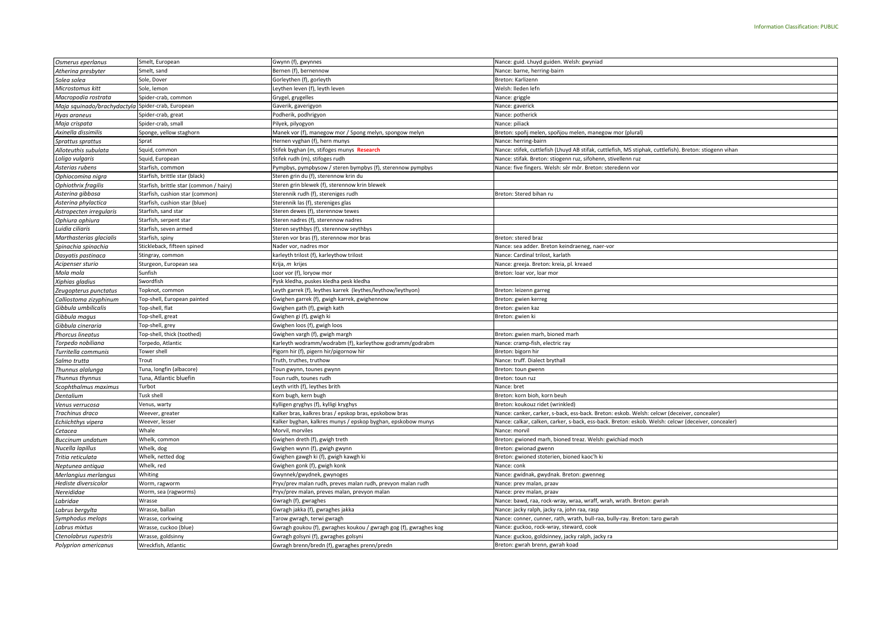| | | | |
|---|---|---|---|
| *Osmerus eperlanus* | Smelt, European | Gwynn (f), gwynnes | Nance: guid. Lhuyd guiden. Welsh: gwyniad |
| *Atherina presbyter* | Smelt, sand | Bernen (f), bernennow | Nance: barne, herring-bairn |
| *Solea solea* | Sole, Dover | Gorleythen (f), gorleyth | Breton: Karlizenn |
| *Microstomus kitt* | Sole, lemon | Leythen leven (f), leyth leven | Welsh: lleden lefn |
| *Macropodia rostrata* | Spider-crab, common | Grygel, grygelles | Nance: griggle |
| *Maja squinado/brachydactyla* | Spider-crab, European | Gaverik, gaverigyon | Nance: gaverick |
| *Hyas araneus* | Spider-crab, great | Podherik, podhrigyon | Nance: potherick |
| *Maja crispata* | Spider-crab, small | Pilyek, pilyogyon | Nance: piliack |
| *Axinella dissimilis* | Sponge, yellow staghorn | Manek vor (f), manegow mor / Spong melyn, spongow melyn | Breton: spoñj melen, spoñjou melen, manegow mor (plural) |
| *Sprattus sprattus* | Sprat | Hernen vyghan (f), hern munys | Nance: herring-bairn |
| *Alloteuthis subulata* | Squid, common | Stifek byghan (m, stifoges munys **Research** | Nance: stifek, cuttlefish (Lhuyd AB stifak, cuttlefish, MS stiphak, cuttlefish). Breton: stiogenn vihan |
| *Loligo vulgaris* | Squid, European | Stifek rudh (m), stifoges rudh | Nance: stifak. Breton: stiogenn ruz, sifohenn, stivellenn ruz |
| *Asterias rubens* | Starfish, common | Pympbys, pympbysow / steren bympbys (f), sterennow pympbys | Nance: five fingers. Welsh: sêr môr. Breton: steredenn vor |
| *Ophiocomina nigra* | Starfish, brittle star (black) | Steren grin du (f), sterennow krin du | |
| *Ophiothrix fragilis* | Starfish, brittle star (common / hairy) | Steren grin blewek (f), sterennow krin blewek | |
| *Asterina gibbosa* | Starfish, cushion star (common) | Sterennik rudh (f), stereniges rudh | Breton: Stered bihan ru |
| *Asterina phylactica* | Starfish, cushion star (blue) | Sterennik las (f), stereniges glas | |
| *Astropecten irregularis* | Starfish, sand star | Steren dewes (f), sterennow tewes | |
| *Ophiura ophiura* | Starfish, serpent star | Steren nadres (f), sterennow nadres | |
| *Luidia ciliaris* | Starfish, seven armed | Steren seythbys (f), sterennow seythbys | |
| *Marthasterias glacialis* | Starfish, spiny | Steren vor bras (f), sterennow mor bras | Breton: stered braz |
| *Spinachia spinachia* | Stickleback, fifteen spined | Nader vor, nadres mor | Nance: sea adder. Breton keindraeneg, naer-vor |
| *Dasyatis pastinaca* | Stingray, common | karleyth trilost (f), karleythow trilost | Nance: Cardinal trilost, karlath |
| *Acipenser sturio* | Sturgeon, European sea | Krija, *m* krijes | Nance: greeja. Breton: kreia, pl. kreaed |
| *Mola mola* | Sunfish | Loor vor (f), loryow mor | Breton: loar vor, loar mor |
| *Xiphias gladius* | Swordfish | Pysk kledha, puskes kledha pesk kledha | |
| *Zeugopterus punctatus* | Topknot, common | Leyth garrek (f), leythes karrek (leythes/leythow/leythyon) | Breton: leizenn garreg |
| *Calliostoma zizyphinum* | Top-shell, European painted | Gwighen garrek (f), gwigh karrek, gwighennow | Breton: gwien kerreg |
| *Gibbula umbilicalis* | Top-shell, flat | Gwighen gath (f), gwigh kath | Breton: gwien kaz |
| *Gibbula magus* | Top-shell, great | Gwighen gi (f), gwigh ki | Breton: gwien ki |
| *Gibbula cineraria* | Top-shell, grey | Gwighen loos (f), gwigh loos | |
| *Phorcus lineatus* | Top-shell, thick (toothed) | Gwighen vargh (f), gwigh margh | Breton: gwien marh, bioned marh |
| *Torpedo nobiliana* | Torpedo, Atlantic | Karleyth wodramm/wodrabm (f), karleythow godramm/godrabm | Nance: cramp-fish, electric ray |
| *Turritella communis* | Tower shell | Pigorn hir (f), pigern hir/pigornow hir | Breton: bigorn hir |
| *Salmo trutta* | Trout | Truth, truthes, truthow | Nance: truff. Dialect brythall |
| *Thunnus alalunga* | Tuna, longfin (albacore) | Toun gwynn, tounes gwynn | Breton: toun gwenn |
| *Thunnus thynnus* | Tuna, Atlantic bluefin | Toun rudh, tounes rudh | Breton: toun ruz |
| *Scophthalmus maximus* | Turbot | Leyth vrith (f), leythes brith | Nance: bret |
| *Dentalium* | Tusk shell | Korn bugh, kern bugh | Breton: korn bioh, korn beuh |
| *Venus verrucosa* | Venus, warty | Kylligen gryghys (f), kylligi kryghys | Breton: koukouz ridet (wrinkled) |
| *Trachinus draco* | Weever, greater | Kalker bras, kalkres bras / epskop bras, epskobow bras | Nance: canker, carker, s-back, ess-back. Breton: eskob. Welsh: celcwr (deceiver, concealer) |
| *Echiichthys vipera* | Weever, lesser | Kalker byghan, kalkres munys / epskop byghan, epskobow munys | Nance: calkar, calken, carker, s-back, ess-back. Breton: eskob. Welsh: celcwr (deceiver, concealer) |
| *Cetacea* | Whale | Morvil, moviles | Nance: morvil |
| *Buccinum undatum* | Whelk, common | Gwighen dreth (f), gwigh treth | Breton: gwioned marh, bioned treaz. Welsh: gwichiad moch |
| *Nucella lapillus* | Whelk, dog | Gwighen wynn (f), gwigh gwynn | Breton: gwionad gwenn |
| *Tritia reticulata* | Whelk, netted dog | Gwighen gawgh ki (f), gwigh kawgh ki | Breton: gwioned stoterien, bioned kaoc'h ki |
| *Neptunea antiqua* | Whelk, red | Gwighen gonk (f), gwigh konk | Nance: conk |
| *Merlangius merlangus* | Whiting | Gwynnek/gwydnek, gwynoges | Nance: gwidnak, gwydnak. Breton: gwenneg |
| *Hediste diversicolor* | Worm, ragworm | Pryv/prev malan rudh, preves malan rudh, prevyon malan rudh | Nance: prev malan, praav |
| *Nereididae* | Worm, sea (ragworms) | Pryv/prev malan, preves malan, prevyon malan | Nance: prev malan, praav |
| *Labridae* | Wrasse | Gwragh (f), gwraghes | Nance: bawd, raa, rock-wray, wraa, wraff, wrah, wrath. Breton: gwrah |
| *Labrus bergylta* | Wrasse, ballan | Gwragh jakka (f), gwraghes jakka | Nance: jacky ralph, jacky ra, john raa, rasp |
| *Symphodus melops* | Wrasse, corkwing | Tarow gwragh, terwi gwragh | Nance: conner, cunner, rath, wrath, bull-raa, bully-ray. Breton: taro gwrah |
| *Labrus mixtus* | Wrasse, cuckoo (blue) | Gwragh goukou (f), gwraghes koukou / gwragh gog (f), gwraghes kog | Nance: guckoo, rock-wray, steward, cook |
| *Ctenolabrus rupestris* | Wrasse, goldsinny | Gwragh golsyni (f), gwraghes golsyni | Nance: guckoo, goldsinney, jacky ralph, jacky ra |
| *Polyprion americanus* | Wreckfish, Atlantic | Gwragh brenn/bredn (f), gwraghes prenn/predn | Breton: gwrah brenn, gwrah koad |